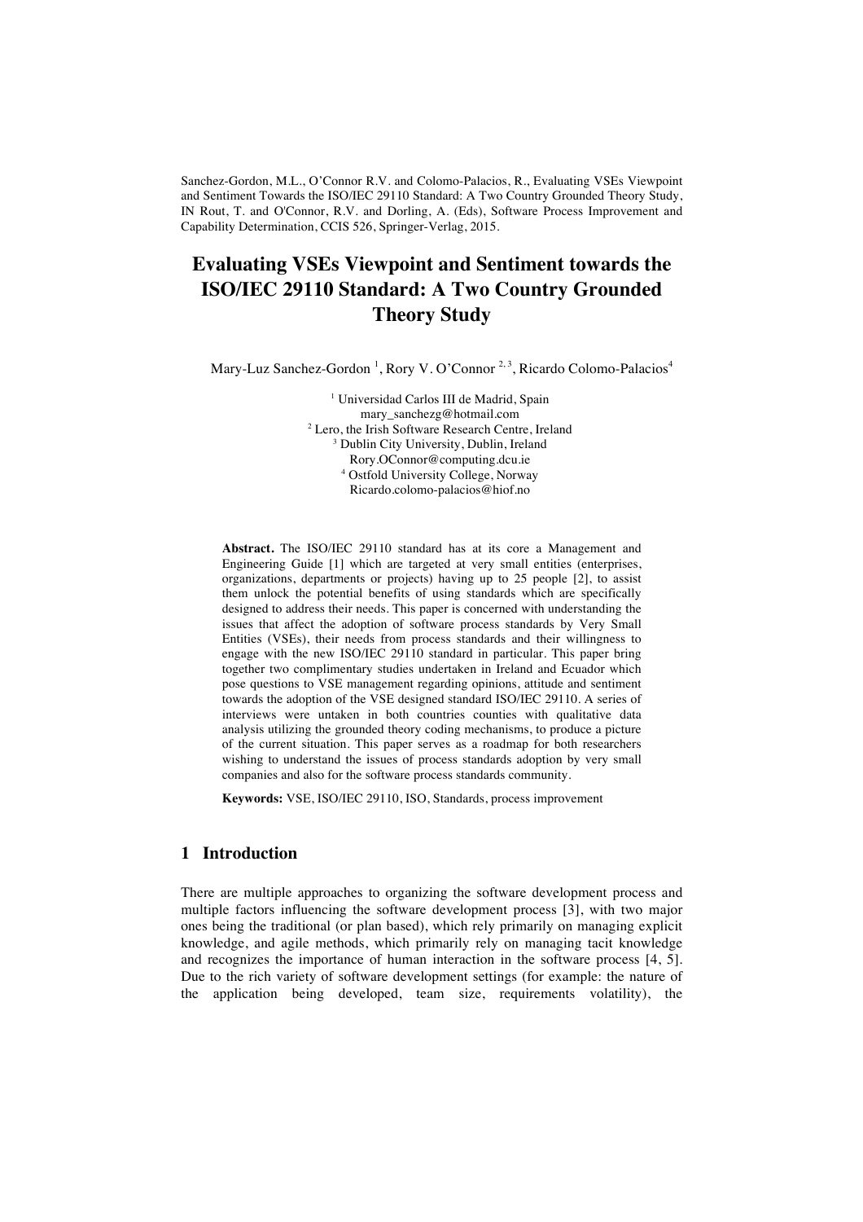Sanchez-Gordon, M.L., O'Connor R.V. and Colomo-Palacios, R., Evaluating VSEs Viewpoint and Sentiment Towards the ISO/IEC 29110 Standard: A Two Country Grounded Theory Study, IN Rout, T. and O'Connor, R.V. and Dorling, A. (Eds), Software Process Improvement and Capability Determination, CCIS 526, Springer-Verlag, 2015.

# Evaluating VSEs Viewpoint and Sentiment towards the ISO/IEC 29110 Standard: A Two Country Grounded Theory Study

Mary-Luz Sanchez-Gordon [1], Rory V. O'Connor [2, 3], Ricardo Colomo-Palacios[4]

[1] Universidad Carlos III de Madrid, Spain
mary_sanchezg@hotmail.com
[2] Lero, the Irish Software Research Centre, Ireland
[3] Dublin City University, Dublin, Ireland
Rory.OConnor@computing.dcu.ie
[4] Ostfold University College, Norway
Ricardo.colomo-palacios@hiof.no

**Abstract.** The ISO/IEC 29110 standard has at its core a Management and Engineering Guide [1] which are targeted at very small entities (enterprises, organizations, departments or projects) having up to 25 people [2], to assist them unlock the potential benefits of using standards which are specifically designed to address their needs. This paper is concerned with understanding the issues that affect the adoption of software process standards by Very Small Entities (VSEs), their needs from process standards and their willingness to engage with the new ISO/IEC 29110 standard in particular. This paper bring together two complimentary studies undertaken in Ireland and Ecuador which pose questions to VSE management regarding opinions, attitude and sentiment towards the adoption of the VSE designed standard ISO/IEC 29110. A series of interviews were untaken in both countries counties with qualitative data analysis utilizing the grounded theory coding mechanisms, to produce a picture of the current situation. This paper serves as a roadmap for both researchers wishing to understand the issues of process standards adoption by very small companies and also for the software process standards community.

**Keywords:** VSE, ISO/IEC 29110, ISO, Standards, process improvement

## 1 Introduction

There are multiple approaches to organizing the software development process and multiple factors influencing the software development process [3], with two major ones being the traditional (or plan based), which rely primarily on managing explicit knowledge, and agile methods, which primarily rely on managing tacit knowledge and recognizes the importance of human interaction in the software process [4, 5]. Due to the rich variety of software development settings (for example: the nature of the application being developed, team size, requirements volatility), the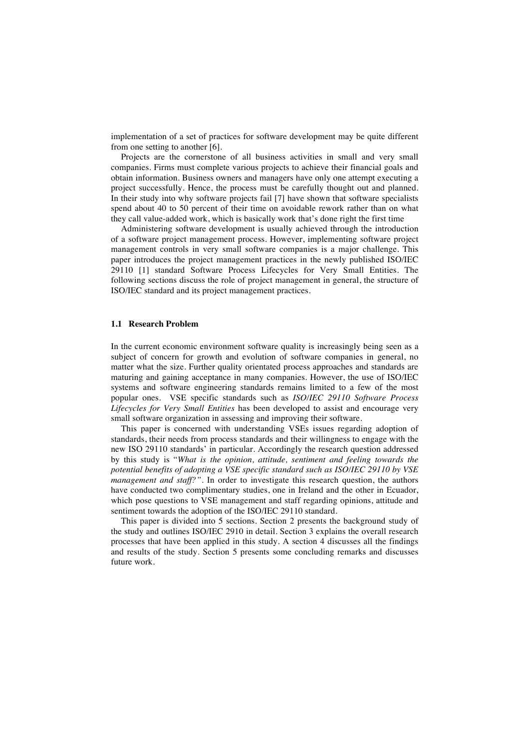implementation of a set of practices for software development may be quite different from one setting to another [6].

Projects are the cornerstone of all business activities in small and very small companies. Firms must complete various projects to achieve their financial goals and obtain information. Business owners and managers have only one attempt executing a project successfully. Hence, the process must be carefully thought out and planned. In their study into why software projects fail [7] have shown that software specialists spend about 40 to 50 percent of their time on avoidable rework rather than on what they call value-added work, which is basically work that's done right the first time

Administering software development is usually achieved through the introduction of a software project management process. However, implementing software project management controls in very small software companies is a major challenge. This paper introduces the project management practices in the newly published ISO/IEC 29110 [1] standard Software Process Lifecycles for Very Small Entities. The following sections discuss the role of project management in general, the structure of ISO/IEC standard and its project management practices.

### 1.1 Research Problem

In the current economic environment software quality is increasingly being seen as a subject of concern for growth and evolution of software companies in general, no matter what the size. Further quality orientated process approaches and standards are maturing and gaining acceptance in many companies. However, the use of ISO/IEC systems and software engineering standards remains limited to a few of the most popular ones. VSE specific standards such as *ISO/IEC 29110 Software Process Lifecycles for Very Small Entities* has been developed to assist and encourage very small software organization in assessing and improving their software.

This paper is concerned with understanding VSEs issues regarding adoption of standards, their needs from process standards and their willingness to engage with the new ISO 29110 standards' in particular. Accordingly the research question addressed by this study is "*What is the opinion, attitude, sentiment and feeling towards the potential benefits of adopting a VSE specific standard such as ISO/IEC 29110 by VSE management and staff?"*. In order to investigate this research question, the authors have conducted two complimentary studies, one in Ireland and the other in Ecuador, which pose questions to VSE management and staff regarding opinions, attitude and sentiment towards the adoption of the ISO/IEC 29110 standard.

This paper is divided into 5 sections. Section 2 presents the background study of the study and outlines ISO/IEC 2910 in detail. Section 3 explains the overall research processes that have been applied in this study. A section 4 discusses all the findings and results of the study. Section 5 presents some concluding remarks and discusses future work.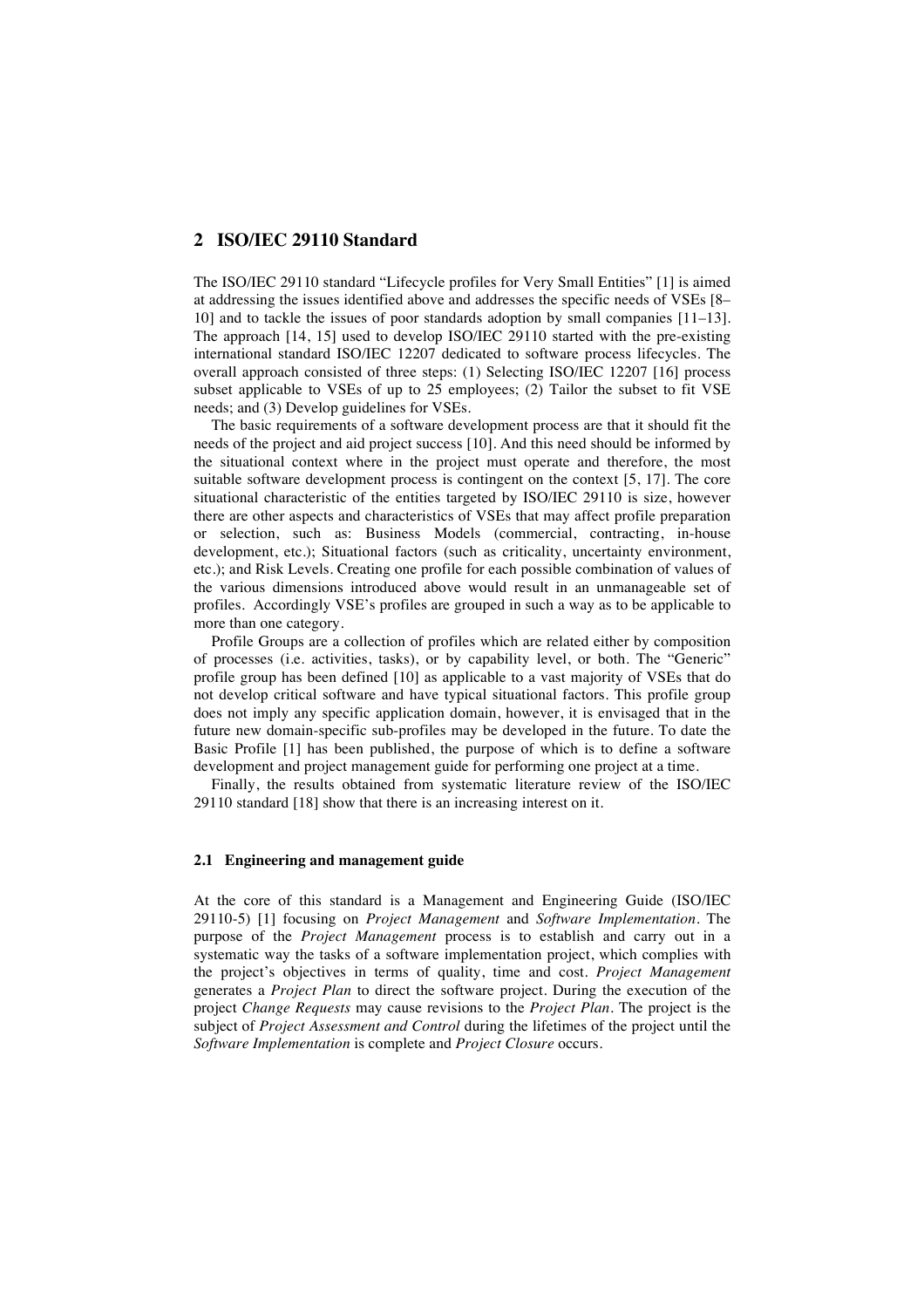## 2 ISO/IEC 29110 Standard

The ISO/IEC 29110 standard "Lifecycle profiles for Very Small Entities" [1] is aimed at addressing the issues identified above and addresses the specific needs of VSEs [8–10] and to tackle the issues of poor standards adoption by small companies [11–13]. The approach [14, 15] used to develop ISO/IEC 29110 started with the pre-existing international standard ISO/IEC 12207 dedicated to software process lifecycles. The overall approach consisted of three steps: (1) Selecting ISO/IEC 12207 [16] process subset applicable to VSEs of up to 25 employees; (2) Tailor the subset to fit VSE needs; and (3) Develop guidelines for VSEs.

The basic requirements of a software development process are that it should fit the needs of the project and aid project success [10]. And this need should be informed by the situational context where in the project must operate and therefore, the most suitable software development process is contingent on the context [5, 17]. The core situational characteristic of the entities targeted by ISO/IEC 29110 is size, however there are other aspects and characteristics of VSEs that may affect profile preparation or selection, such as: Business Models (commercial, contracting, in-house development, etc.); Situational factors (such as criticality, uncertainty environment, etc.); and Risk Levels. Creating one profile for each possible combination of values of the various dimensions introduced above would result in an unmanageable set of profiles. Accordingly VSE's profiles are grouped in such a way as to be applicable to more than one category.

Profile Groups are a collection of profiles which are related either by composition of processes (i.e. activities, tasks), or by capability level, or both. The "Generic" profile group has been defined [10] as applicable to a vast majority of VSEs that do not develop critical software and have typical situational factors. This profile group does not imply any specific application domain, however, it is envisaged that in the future new domain-specific sub-profiles may be developed in the future. To date the Basic Profile [1] has been published, the purpose of which is to define a software development and project management guide for performing one project at a time.

Finally, the results obtained from systematic literature review of the ISO/IEC 29110 standard [18] show that there is an increasing interest on it.

### 2.1 Engineering and management guide

At the core of this standard is a Management and Engineering Guide (ISO/IEC 29110-5) [1] focusing on *Project Management* and *Software Implementation*. The purpose of the *Project Management* process is to establish and carry out in a systematic way the tasks of a software implementation project, which complies with the project's objectives in terms of quality, time and cost. *Project Management* generates a *Project Plan* to direct the software project. During the execution of the project *Change Requests* may cause revisions to the *Project Plan*. The project is the subject of *Project Assessment and Control* during the lifetimes of the project until the *Software Implementation* is complete and *Project Closure* occurs.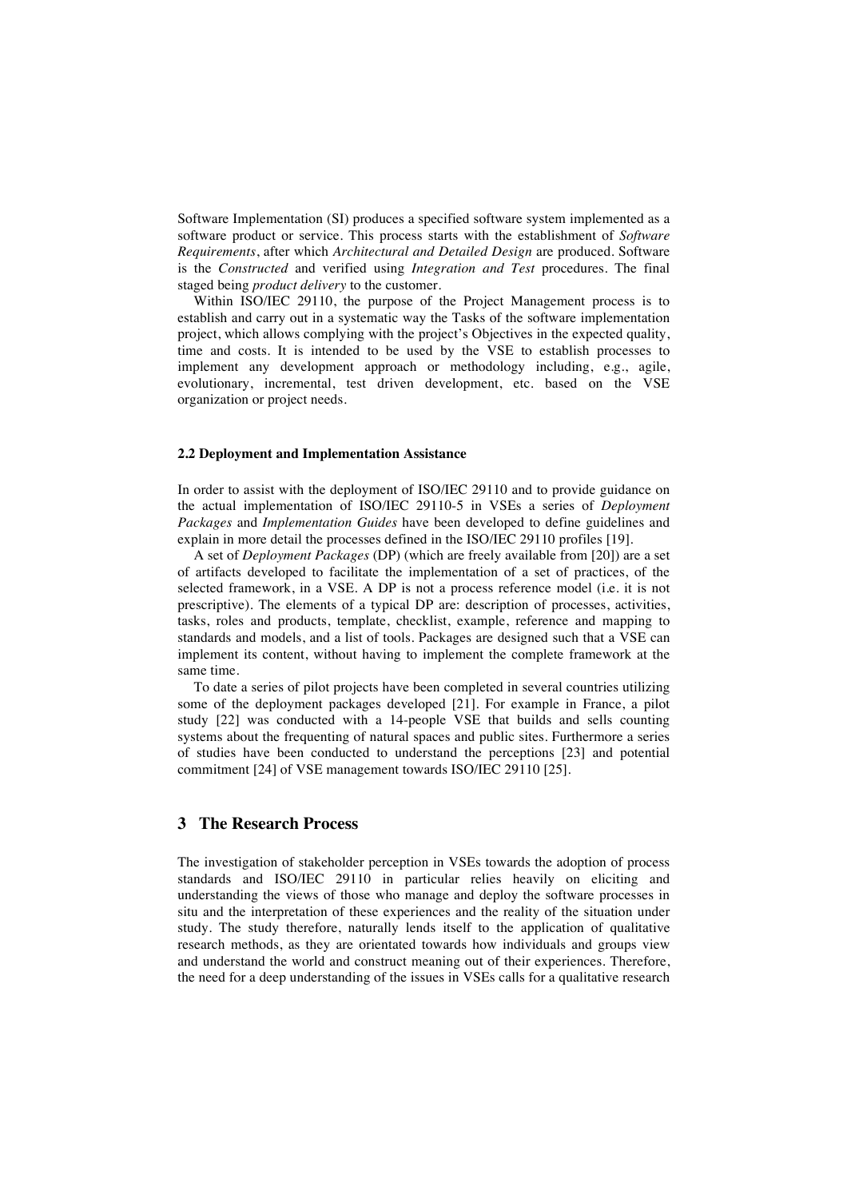Software Implementation (SI) produces a specified software system implemented as a software product or service. This process starts with the establishment of *Software Requirements*, after which *Architectural and Detailed Design* are produced. Software is the *Constructed* and verified using *Integration and Test* procedures. The final staged being *product delivery* to the customer.

Within ISO/IEC 29110, the purpose of the Project Management process is to establish and carry out in a systematic way the Tasks of the software implementation project, which allows complying with the project's Objectives in the expected quality, time and costs. It is intended to be used by the VSE to establish processes to implement any development approach or methodology including, e.g., agile, evolutionary, incremental, test driven development, etc. based on the VSE organization or project needs.

### 2.2 Deployment and Implementation Assistance

In order to assist with the deployment of ISO/IEC 29110 and to provide guidance on the actual implementation of ISO/IEC 29110-5 in VSEs a series of *Deployment Packages* and *Implementation Guides* have been developed to define guidelines and explain in more detail the processes defined in the ISO/IEC 29110 profiles [19].

A set of *Deployment Packages* (DP) (which are freely available from [20]) are a set of artifacts developed to facilitate the implementation of a set of practices, of the selected framework, in a VSE. A DP is not a process reference model (i.e. it is not prescriptive). The elements of a typical DP are: description of processes, activities, tasks, roles and products, template, checklist, example, reference and mapping to standards and models, and a list of tools. Packages are designed such that a VSE can implement its content, without having to implement the complete framework at the same time.

To date a series of pilot projects have been completed in several countries utilizing some of the deployment packages developed [21]. For example in France, a pilot study [22] was conducted with a 14-people VSE that builds and sells counting systems about the frequenting of natural spaces and public sites. Furthermore a series of studies have been conducted to understand the perceptions [23] and potential commitment [24] of VSE management towards ISO/IEC 29110 [25].

## 3 The Research Process

The investigation of stakeholder perception in VSEs towards the adoption of process standards and ISO/IEC 29110 in particular relies heavily on eliciting and understanding the views of those who manage and deploy the software processes in situ and the interpretation of these experiences and the reality of the situation under study. The study therefore, naturally lends itself to the application of qualitative research methods, as they are orientated towards how individuals and groups view and understand the world and construct meaning out of their experiences. Therefore, the need for a deep understanding of the issues in VSEs calls for a qualitative research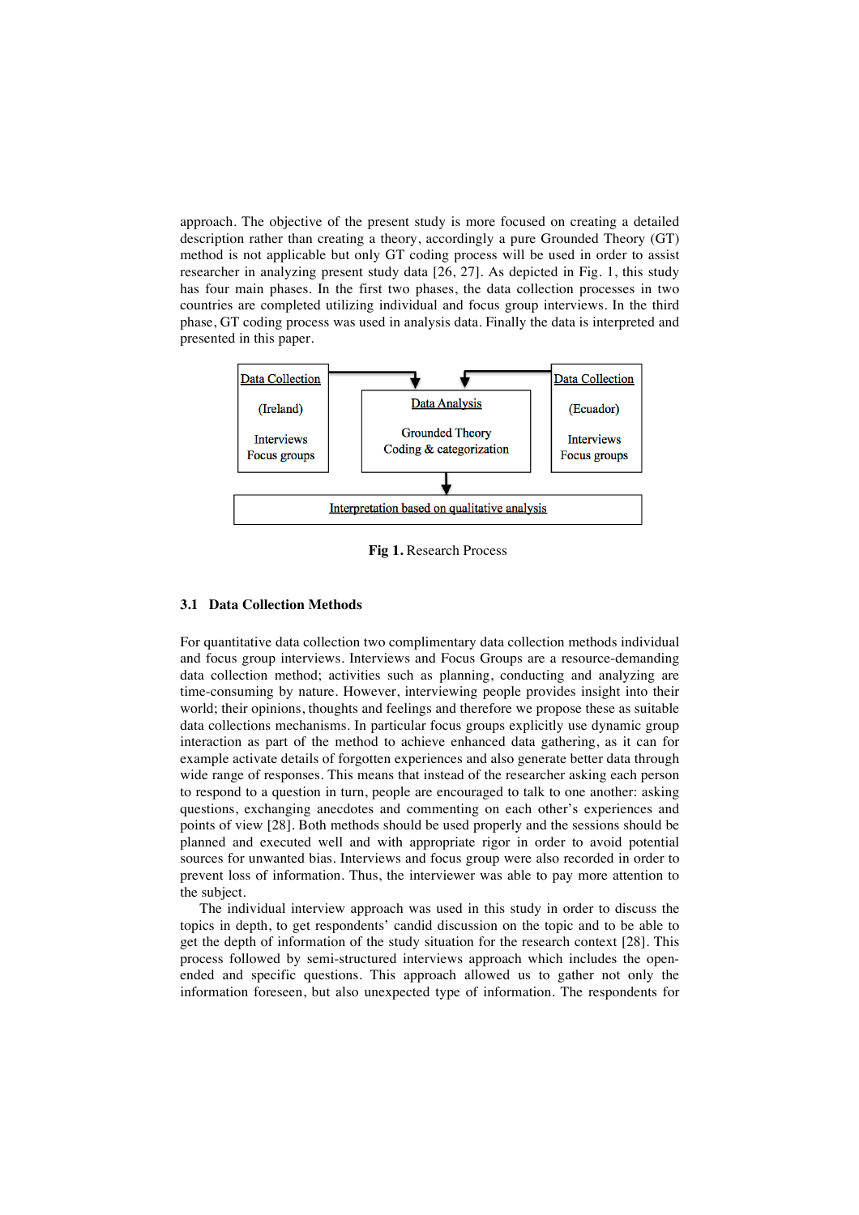approach. The objective of the present study is more focused on creating a detailed description rather than creating a theory, accordingly a pure Grounded Theory (GT) method is not applicable but only GT coding process will be used in order to assist researcher in analyzing present study data [26, 27]. As depicted in Fig. 1, this study has four main phases. In the first two phases, the data collection processes in two countries are completed utilizing individual and focus group interviews. In the third phase, GT coding process was used in analysis data. Finally the data is interpreted and presented in this paper.

Data Collection (Ireland) Interviews Focus groups

Data Analysis Grounded Theory Coding & categorization

Data Collection (Ecuador) Interviews Focus groups

Interpretation based on qualitative analysis

**Fig 1.** Research Process

### 3.1 Data Collection Methods

For quantitative data collection two complimentary data collection methods individual and focus group interviews. Interviews and Focus Groups are a resource-demanding data collection method; activities such as planning, conducting and analyzing are time-consuming by nature. However, interviewing people provides insight into their world; their opinions, thoughts and feelings and therefore we propose these as suitable data collections mechanisms. In particular focus groups explicitly use dynamic group interaction as part of the method to achieve enhanced data gathering, as it can for example activate details of forgotten experiences and also generate better data through wide range of responses. This means that instead of the researcher asking each person to respond to a question in turn, people are encouraged to talk to one another: asking questions, exchanging anecdotes and commenting on each other's experiences and points of view [28]. Both methods should be used properly and the sessions should be planned and executed well and with appropriate rigor in order to avoid potential sources for unwanted bias. Interviews and focus group were also recorded in order to prevent loss of information. Thus, the interviewer was able to pay more attention to the subject.

The individual interview approach was used in this study in order to discuss the topics in depth, to get respondents' candid discussion on the topic and to be able to get the depth of information of the study situation for the research context [28]. This process followed by semi-structured interviews approach which includes the open-ended and specific questions. This approach allowed us to gather not only the information foreseen, but also unexpected type of information. The respondents for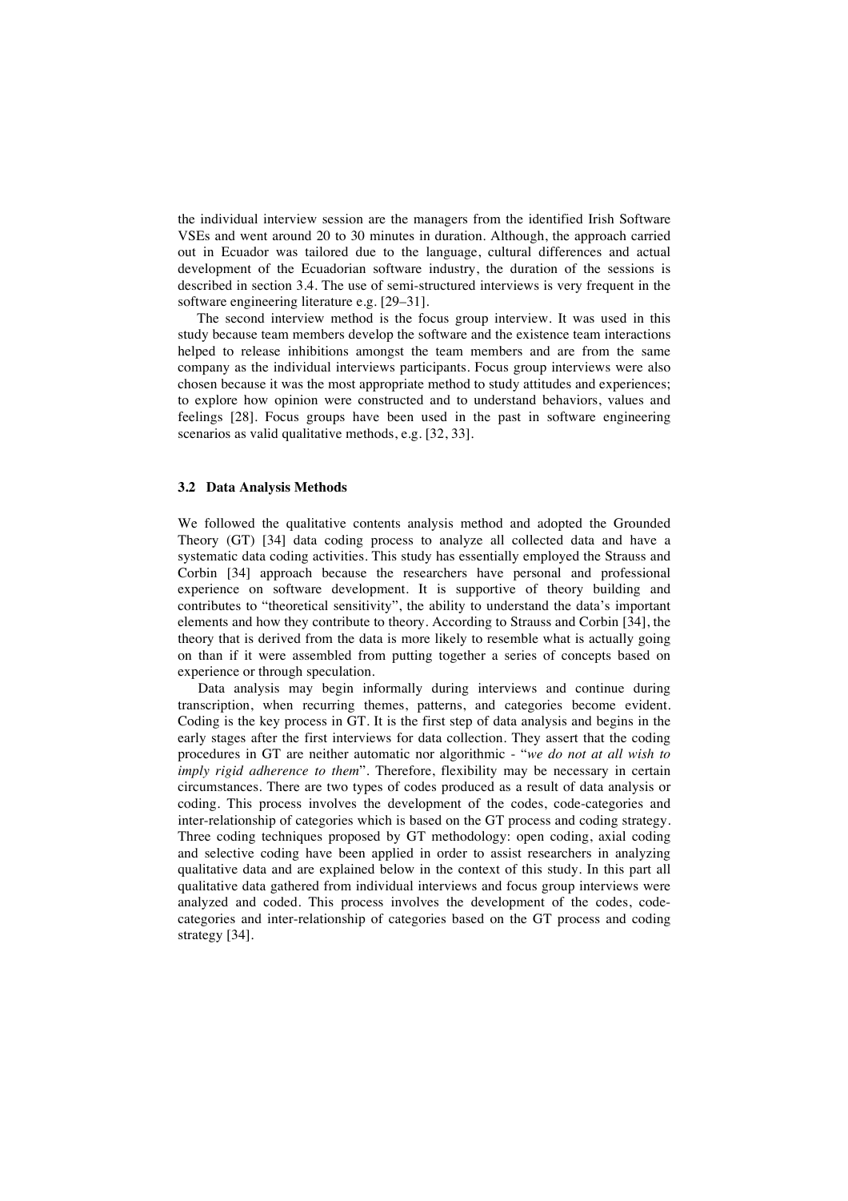the individual interview session are the managers from the identified Irish Software VSEs and went around 20 to 30 minutes in duration. Although, the approach carried out in Ecuador was tailored due to the language, cultural differences and actual development of the Ecuadorian software industry, the duration of the sessions is described in section 3.4. The use of semi-structured interviews is very frequent in the software engineering literature e.g. [29–31].

The second interview method is the focus group interview. It was used in this study because team members develop the software and the existence team interactions helped to release inhibitions amongst the team members and are from the same company as the individual interviews participants. Focus group interviews were also chosen because it was the most appropriate method to study attitudes and experiences; to explore how opinion were constructed and to understand behaviors, values and feelings [28]. Focus groups have been used in the past in software engineering scenarios as valid qualitative methods, e.g. [32, 33].

### 3.2 Data Analysis Methods

We followed the qualitative contents analysis method and adopted the Grounded Theory (GT) [34] data coding process to analyze all collected data and have a systematic data coding activities. This study has essentially employed the Strauss and Corbin [34] approach because the researchers have personal and professional experience on software development. It is supportive of theory building and contributes to "theoretical sensitivity", the ability to understand the data's important elements and how they contribute to theory. According to Strauss and Corbin [34], the theory that is derived from the data is more likely to resemble what is actually going on than if it were assembled from putting together a series of concepts based on experience or through speculation.

Data analysis may begin informally during interviews and continue during transcription, when recurring themes, patterns, and categories become evident. Coding is the key process in GT. It is the first step of data analysis and begins in the early stages after the first interviews for data collection. They assert that the coding procedures in GT are neither automatic nor algorithmic - "*we do not at all wish to imply rigid adherence to them*". Therefore, flexibility may be necessary in certain circumstances. There are two types of codes produced as a result of data analysis or coding. This process involves the development of the codes, code-categories and inter-relationship of categories which is based on the GT process and coding strategy. Three coding techniques proposed by GT methodology: open coding, axial coding and selective coding have been applied in order to assist researchers in analyzing qualitative data and are explained below in the context of this study. In this part all qualitative data gathered from individual interviews and focus group interviews were analyzed and coded. This process involves the development of the codes, code-categories and inter-relationship of categories based on the GT process and coding strategy [34].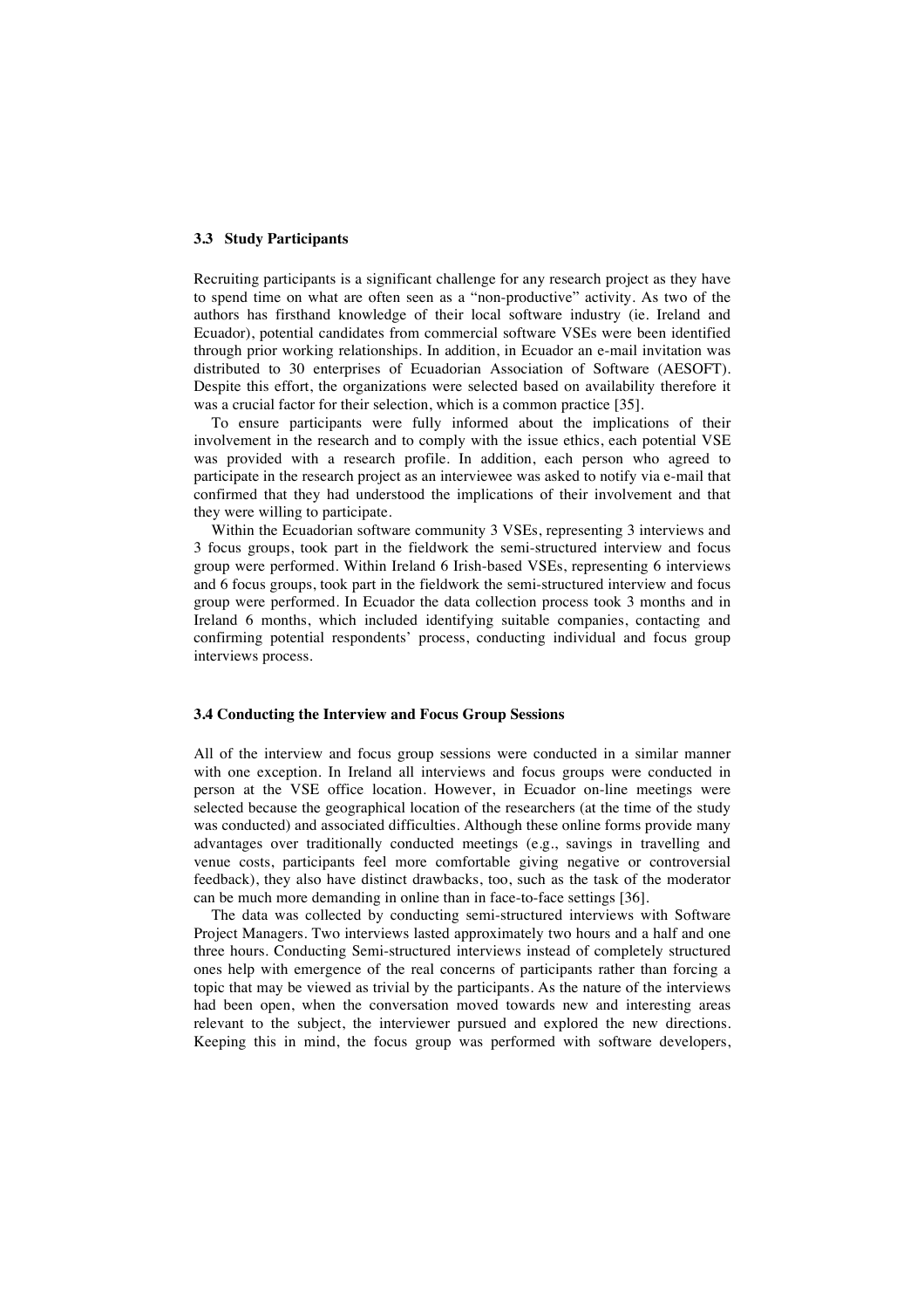### 3.3 Study Participants

Recruiting participants is a significant challenge for any research project as they have to spend time on what are often seen as a "non-productive" activity. As two of the authors has firsthand knowledge of their local software industry (ie. Ireland and Ecuador), potential candidates from commercial software VSEs were been identified through prior working relationships. In addition, in Ecuador an e-mail invitation was distributed to 30 enterprises of Ecuadorian Association of Software (AESOFT). Despite this effort, the organizations were selected based on availability therefore it was a crucial factor for their selection, which is a common practice [35].

To ensure participants were fully informed about the implications of their involvement in the research and to comply with the issue ethics, each potential VSE was provided with a research profile. In addition, each person who agreed to participate in the research project as an interviewee was asked to notify via e-mail that confirmed that they had understood the implications of their involvement and that they were willing to participate.

Within the Ecuadorian software community 3 VSEs, representing 3 interviews and 3 focus groups, took part in the fieldwork the semi-structured interview and focus group were performed. Within Ireland 6 Irish-based VSEs, representing 6 interviews and 6 focus groups, took part in the fieldwork the semi-structured interview and focus group were performed. In Ecuador the data collection process took 3 months and in Ireland 6 months, which included identifying suitable companies, contacting and confirming potential respondents' process, conducting individual and focus group interviews process.

### 3.4 Conducting the Interview and Focus Group Sessions

All of the interview and focus group sessions were conducted in a similar manner with one exception. In Ireland all interviews and focus groups were conducted in person at the VSE office location. However, in Ecuador on-line meetings were selected because the geographical location of the researchers (at the time of the study was conducted) and associated difficulties. Although these online forms provide many advantages over traditionally conducted meetings (e.g., savings in travelling and venue costs, participants feel more comfortable giving negative or controversial feedback), they also have distinct drawbacks, too, such as the task of the moderator can be much more demanding in online than in face-to-face settings [36].

The data was collected by conducting semi-structured interviews with Software Project Managers. Two interviews lasted approximately two hours and a half and one three hours. Conducting Semi-structured interviews instead of completely structured ones help with emergence of the real concerns of participants rather than forcing a topic that may be viewed as trivial by the participants. As the nature of the interviews had been open, when the conversation moved towards new and interesting areas relevant to the subject, the interviewer pursued and explored the new directions. Keeping this in mind, the focus group was performed with software developers,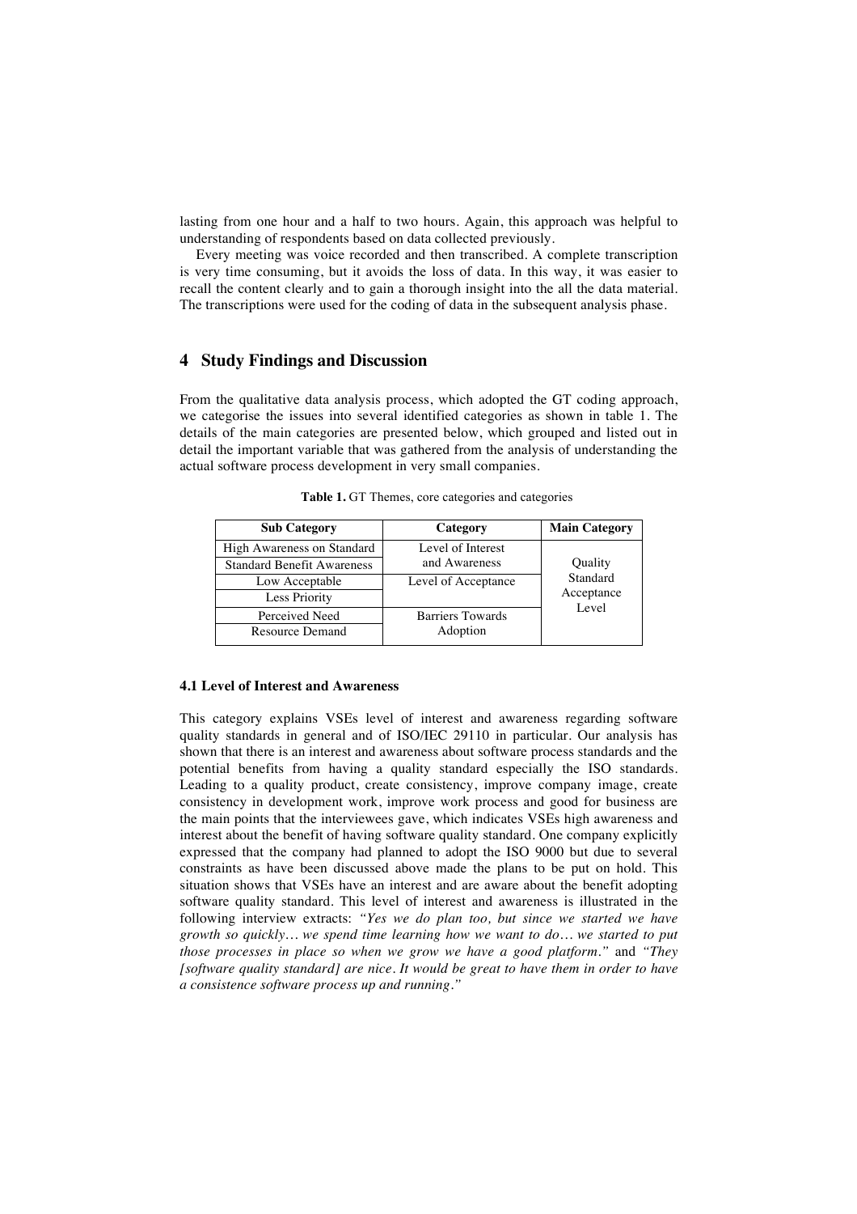lasting from one hour and a half to two hours. Again, this approach was helpful to understanding of respondents based on data collected previously.

Every meeting was voice recorded and then transcribed. A complete transcription is very time consuming, but it avoids the loss of data. In this way, it was easier to recall the content clearly and to gain a thorough insight into the all the data material. The transcriptions were used for the coding of data in the subsequent analysis phase.

## 4 Study Findings and Discussion

From the qualitative data analysis process, which adopted the GT coding approach, we categorise the issues into several identified categories as shown in table 1. The details of the main categories are presented below, which grouped and listed out in detail the important variable that was gathered from the analysis of understanding the actual software process development in very small companies.

**Table 1.** GT Themes, core categories and categories

| Sub Category | Category | Main Category |
|---|---|---|
| High Awareness on Standard | Level of Interest and Awareness | Quality Standard Acceptance Level |
| Standard Benefit Awareness | | |
| Low Acceptable | Level of Acceptance | |
| Less Priority | | |
| Perceived Need | Barriers Towards Adoption | |
| Resource Demand | | |

### 4.1 Level of Interest and Awareness

This category explains VSEs level of interest and awareness regarding software quality standards in general and of ISO/IEC 29110 in particular. Our analysis has shown that there is an interest and awareness about software process standards and the potential benefits from having a quality standard especially the ISO standards. Leading to a quality product, create consistency, improve company image, create consistency in development work, improve work process and good for business are the main points that the interviewees gave, which indicates VSEs high awareness and interest about the benefit of having software quality standard. One company explicitly expressed that the company had planned to adopt the ISO 9000 but due to several constraints as have been discussed above made the plans to be put on hold. This situation shows that VSEs have an interest and are aware about the benefit adopting software quality standard. This level of interest and awareness is illustrated in the following interview extracts: *"Yes we do plan too, but since we started we have growth so quickly… we spend time learning how we want to do… we started to put those processes in place so when we grow we have a good platform."* and *"They [software quality standard] are nice. It would be great to have them in order to have a consistence software process up and running."*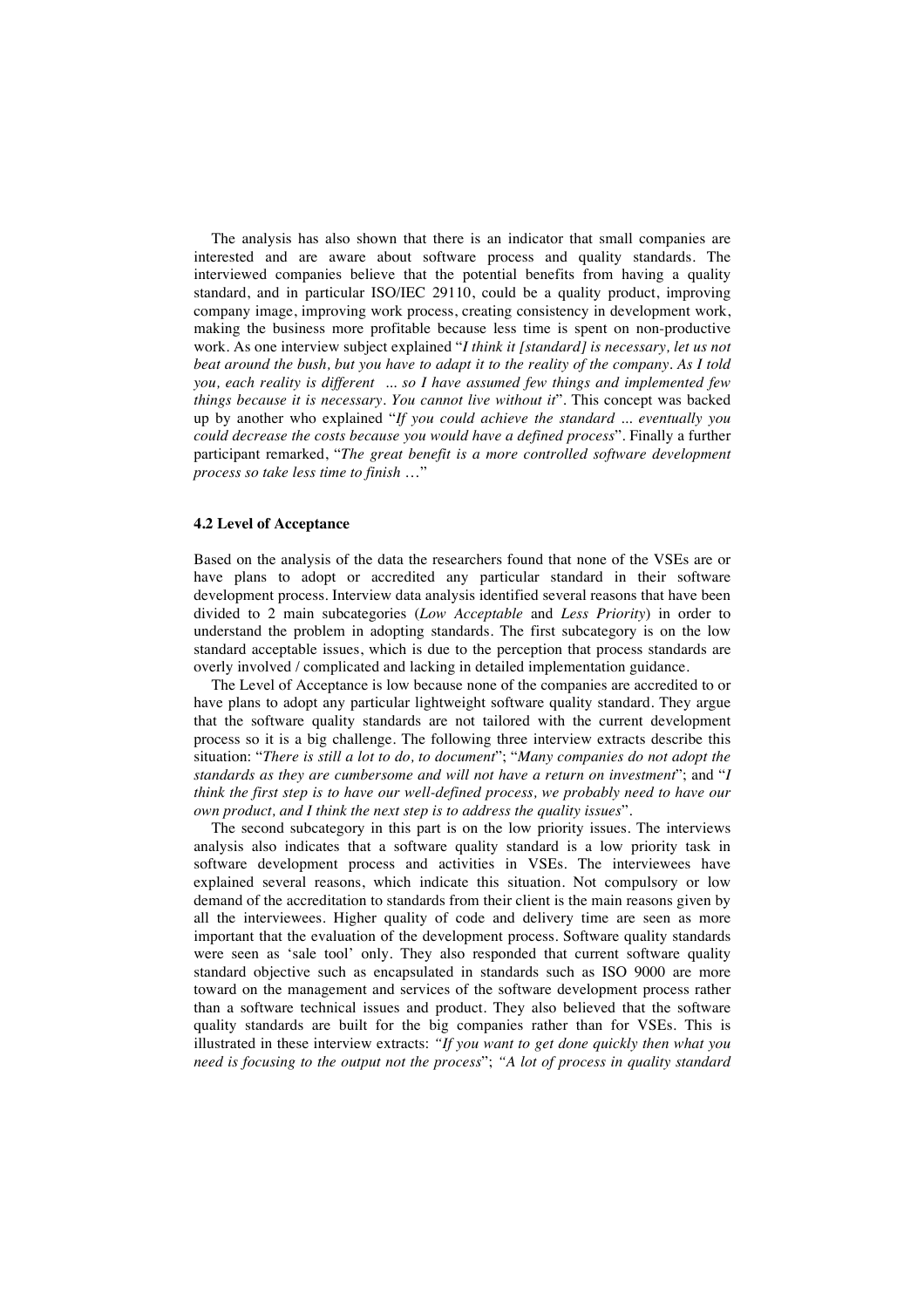The analysis has also shown that there is an indicator that small companies are interested and are aware about software process and quality standards. The interviewed companies believe that the potential benefits from having a quality standard, and in particular ISO/IEC 29110, could be a quality product, improving company image, improving work process, creating consistency in development work, making the business more profitable because less time is spent on non-productive work. As one interview subject explained "*I think it [standard] is necessary, let us not beat around the bush, but you have to adapt it to the reality of the company. As I told you, each reality is different ... so I have assumed few things and implemented few things because it is necessary. You cannot live without it*". This concept was backed up by another who explained "*If you could achieve the standard ... eventually you could decrease the costs because you would have a defined process*". Finally a further participant remarked, "*The great benefit is a more controlled software development process so take less time to finish …*"

### 4.2 Level of Acceptance

Based on the analysis of the data the researchers found that none of the VSEs are or have plans to adopt or accredited any particular standard in their software development process. Interview data analysis identified several reasons that have been divided to 2 main subcategories (*Low Acceptable* and *Less Priority*) in order to understand the problem in adopting standards. The first subcategory is on the low standard acceptable issues, which is due to the perception that process standards are overly involved / complicated and lacking in detailed implementation guidance.

The Level of Acceptance is low because none of the companies are accredited to or have plans to adopt any particular lightweight software quality standard. They argue that the software quality standards are not tailored with the current development process so it is a big challenge. The following three interview extracts describe this situation: "*There is still a lot to do, to document*"; "*Many companies do not adopt the standards as they are cumbersome and will not have a return on investment*"; and "*I think the first step is to have our well-defined process, we probably need to have our own product, and I think the next step is to address the quality issues*".

The second subcategory in this part is on the low priority issues. The interviews analysis also indicates that a software quality standard is a low priority task in software development process and activities in VSEs. The interviewees have explained several reasons, which indicate this situation. Not compulsory or low demand of the accreditation to standards from their client is the main reasons given by all the interviewees. Higher quality of code and delivery time are seen as more important that the evaluation of the development process. Software quality standards were seen as 'sale tool' only. They also responded that current software quality standard objective such as encapsulated in standards such as ISO 9000 are more toward on the management and services of the software development process rather than a software technical issues and product. They also believed that the software quality standards are built for the big companies rather than for VSEs. This is illustrated in these interview extracts: *"If you want to get done quickly then what you need is focusing to the output not the process*"; *"A lot of process in quality standard*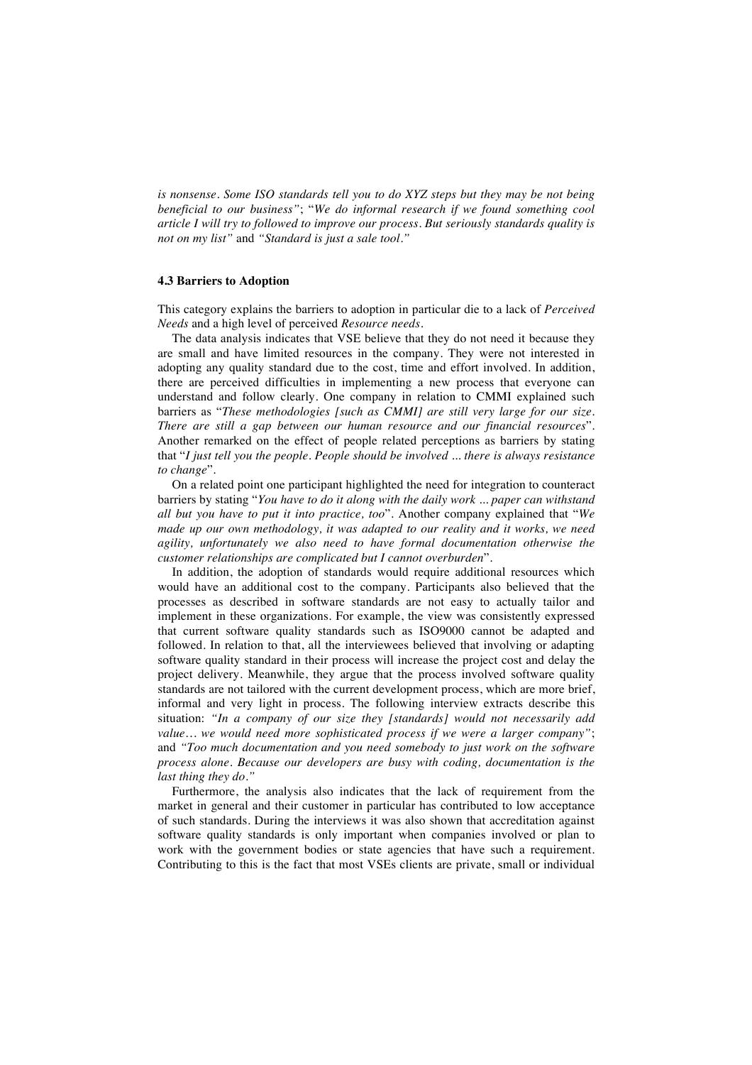*is nonsense. Some ISO standards tell you to do XYZ steps but they may be not being beneficial to our business"*; "*We do informal research if we found something cool article I will try to followed to improve our process. But seriously standards quality is not on my list"* and *"Standard is just a sale tool."*

### 4.3 Barriers to Adoption

This category explains the barriers to adoption in particular die to a lack of *Perceived Needs* and a high level of perceived *Resource needs*.

The data analysis indicates that VSE believe that they do not need it because they are small and have limited resources in the company. They were not interested in adopting any quality standard due to the cost, time and effort involved. In addition, there are perceived difficulties in implementing a new process that everyone can understand and follow clearly. One company in relation to CMMI explained such barriers as "*These methodologies [such as CMMI] are still very large for our size. There are still a gap between our human resource and our financial resources*". Another remarked on the effect of people related perceptions as barriers by stating that "*I just tell you the people. People should be involved ... there is always resistance to change*".

On a related point one participant highlighted the need for integration to counteract barriers by stating "*You have to do it along with the daily work ... paper can withstand all but you have to put it into practice, too*". Another company explained that "*We made up our own methodology, it was adapted to our reality and it works, we need agility, unfortunately we also need to have formal documentation otherwise the customer relationships are complicated but I cannot overburden*".

In addition, the adoption of standards would require additional resources which would have an additional cost to the company. Participants also believed that the processes as described in software standards are not easy to actually tailor and implement in these organizations. For example, the view was consistently expressed that current software quality standards such as ISO9000 cannot be adapted and followed. In relation to that, all the interviewees believed that involving or adapting software quality standard in their process will increase the project cost and delay the project delivery. Meanwhile, they argue that the process involved software quality standards are not tailored with the current development process, which are more brief, informal and very light in process. The following interview extracts describe this situation: *"In a company of our size they [standards] would not necessarily add value… we would need more sophisticated process if we were a larger company"*; and *"Too much documentation and you need somebody to just work on the software process alone. Because our developers are busy with coding, documentation is the last thing they do."*

Furthermore, the analysis also indicates that the lack of requirement from the market in general and their customer in particular has contributed to low acceptance of such standards. During the interviews it was also shown that accreditation against software quality standards is only important when companies involved or plan to work with the government bodies or state agencies that have such a requirement. Contributing to this is the fact that most VSEs clients are private, small or individual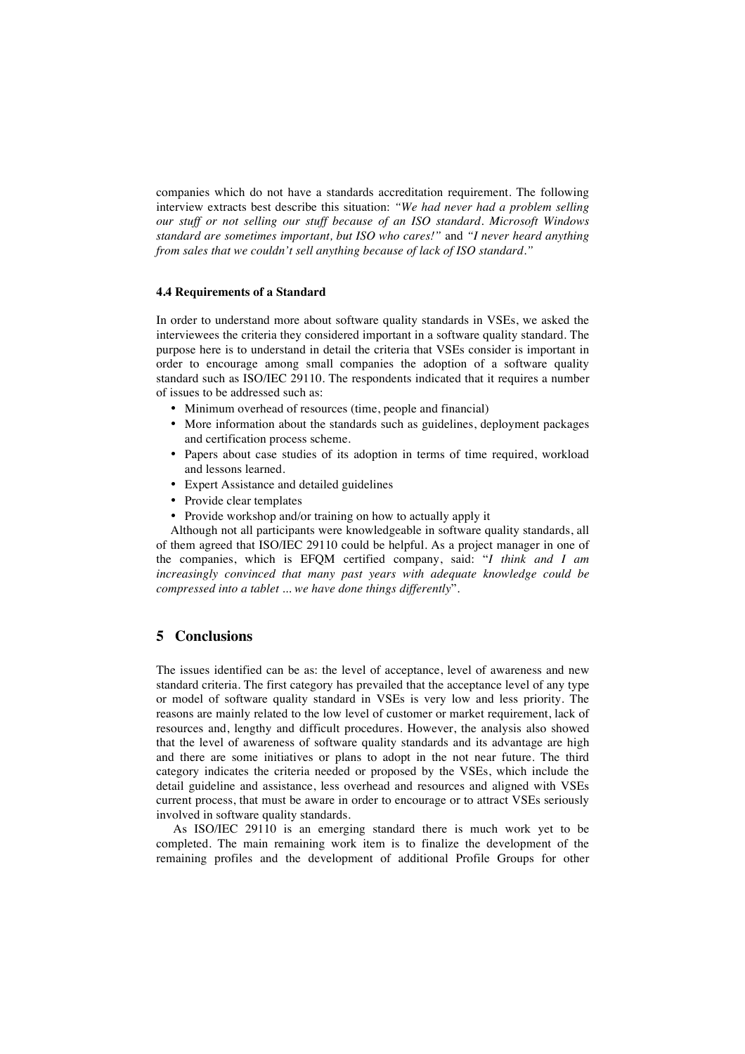companies which do not have a standards accreditation requirement. The following interview extracts best describe this situation: *"We had never had a problem selling our stuff or not selling our stuff because of an ISO standard. Microsoft Windows standard are sometimes important, but ISO who cares!"* and *"I never heard anything from sales that we couldn't sell anything because of lack of ISO standard."*

#### 4.4 Requirements of a Standard

In order to understand more about software quality standards in VSEs, we asked the interviewees the criteria they considered important in a software quality standard. The purpose here is to understand in detail the criteria that VSEs consider is important in order to encourage among small companies the adoption of a software quality standard such as ISO/IEC 29110. The respondents indicated that it requires a number of issues to be addressed such as:

- Minimum overhead of resources (time, people and financial)
- More information about the standards such as guidelines, deployment packages and certification process scheme.
- Papers about case studies of its adoption in terms of time required, workload and lessons learned.
- Expert Assistance and detailed guidelines
- Provide clear templates
- Provide workshop and/or training on how to actually apply it

Although not all participants were knowledgeable in software quality standards, all of them agreed that ISO/IEC 29110 could be helpful. As a project manager in one of the companies, which is EFQM certified company, said: "*I think and I am increasingly convinced that many past years with adequate knowledge could be compressed into a tablet ... we have done things differently*".

## 5 Conclusions

The issues identified can be as: the level of acceptance, level of awareness and new standard criteria. The first category has prevailed that the acceptance level of any type or model of software quality standard in VSEs is very low and less priority. The reasons are mainly related to the low level of customer or market requirement, lack of resources and, lengthy and difficult procedures. However, the analysis also showed that the level of awareness of software quality standards and its advantage are high and there are some initiatives or plans to adopt in the not near future. The third category indicates the criteria needed or proposed by the VSEs, which include the detail guideline and assistance, less overhead and resources and aligned with VSEs current process, that must be aware in order to encourage or to attract VSEs seriously involved in software quality standards.

As ISO/IEC 29110 is an emerging standard there is much work yet to be completed. The main remaining work item is to finalize the development of the remaining profiles and the development of additional Profile Groups for other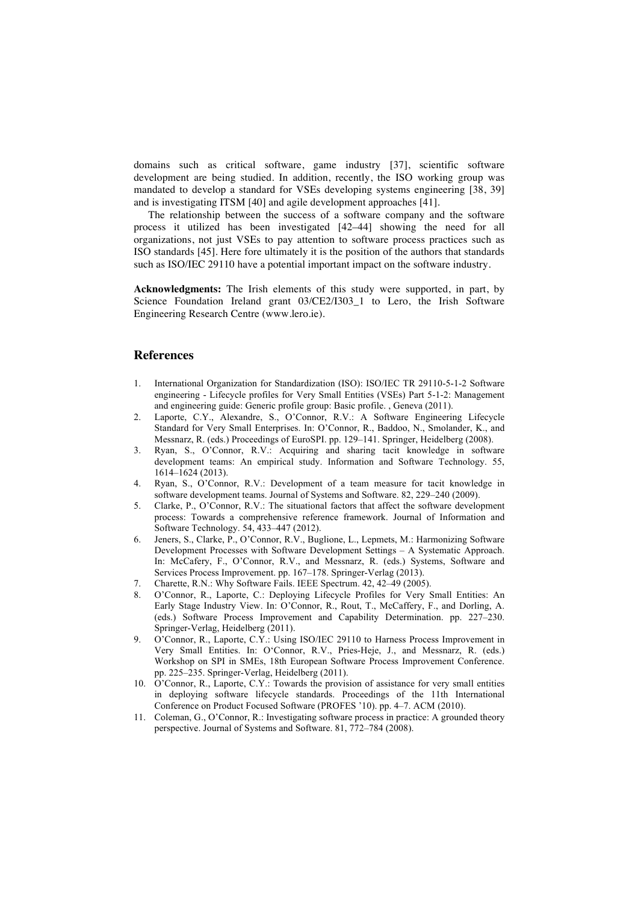domains such as critical software, game industry [37], scientific software development are being studied. In addition, recently, the ISO working group was mandated to develop a standard for VSEs developing systems engineering [38, 39] and is investigating ITSM [40] and agile development approaches [41].

The relationship between the success of a software company and the software process it utilized has been investigated [42–44] showing the need for all organizations, not just VSEs to pay attention to software process practices such as ISO standards [45]. Here fore ultimately it is the position of the authors that standards such as ISO/IEC 29110 have a potential important impact on the software industry.

**Acknowledgments:** The Irish elements of this study were supported, in part, by Science Foundation Ireland grant 03/CE2/I303_1 to Lero, the Irish Software Engineering Research Centre (www.lero.ie).

## References

1. International Organization for Standardization (ISO): ISO/IEC TR 29110-5-1-2 Software engineering - Lifecycle profiles for Very Small Entities (VSEs) Part 5-1-2: Management and engineering guide: Generic profile group: Basic profile. , Geneva (2011).
2. Laporte, C.Y., Alexandre, S., O'Connor, R.V.: A Software Engineering Lifecycle Standard for Very Small Enterprises. In: O'Connor, R., Baddoo, N., Smolander, K., and Messnarz, R. (eds.) Proceedings of EuroSPI. pp. 129–141. Springer, Heidelberg (2008).
3. Ryan, S., O'Connor, R.V.: Acquiring and sharing tacit knowledge in software development teams: An empirical study. Information and Software Technology. 55, 1614–1624 (2013).
4. Ryan, S., O'Connor, R.V.: Development of a team measure for tacit knowledge in software development teams. Journal of Systems and Software. 82, 229–240 (2009).
5. Clarke, P., O'Connor, R.V.: The situational factors that affect the software development process: Towards a comprehensive reference framework. Journal of Information and Software Technology. 54, 433–447 (2012).
6. Jeners, S., Clarke, P., O'Connor, R.V., Buglione, L., Lepmets, M.: Harmonizing Software Development Processes with Software Development Settings – A Systematic Approach. In: McCafery, F., O'Connor, R.V., and Messnarz, R. (eds.) Systems, Software and Services Process Improvement. pp. 167–178. Springer-Verlag (2013).
7. Charette, R.N.: Why Software Fails. IEEE Spectrum. 42, 42–49 (2005).
8. O'Connor, R., Laporte, C.: Deploying Lifecycle Profiles for Very Small Entities: An Early Stage Industry View. In: O'Connor, R., Rout, T., McCaffery, F., and Dorling, A. (eds.) Software Process Improvement and Capability Determination. pp. 227–230. Springer-Verlag, Heidelberg (2011).
9. O'Connor, R., Laporte, C.Y.: Using ISO/IEC 29110 to Harness Process Improvement in Very Small Entities. In: O'Connor, R.V., Pries-Heje, J., and Messnarz, R. (eds.) Workshop on SPI in SMEs, 18th European Software Process Improvement Conference. pp. 225–235. Springer-Verlag, Heidelberg (2011).
10. O'Connor, R., Laporte, C.Y.: Towards the provision of assistance for very small entities in deploying software lifecycle standards. Proceedings of the 11th International Conference on Product Focused Software (PROFES '10). pp. 4–7. ACM (2010).
11. Coleman, G., O'Connor, R.: Investigating software process in practice: A grounded theory perspective. Journal of Systems and Software. 81, 772–784 (2008).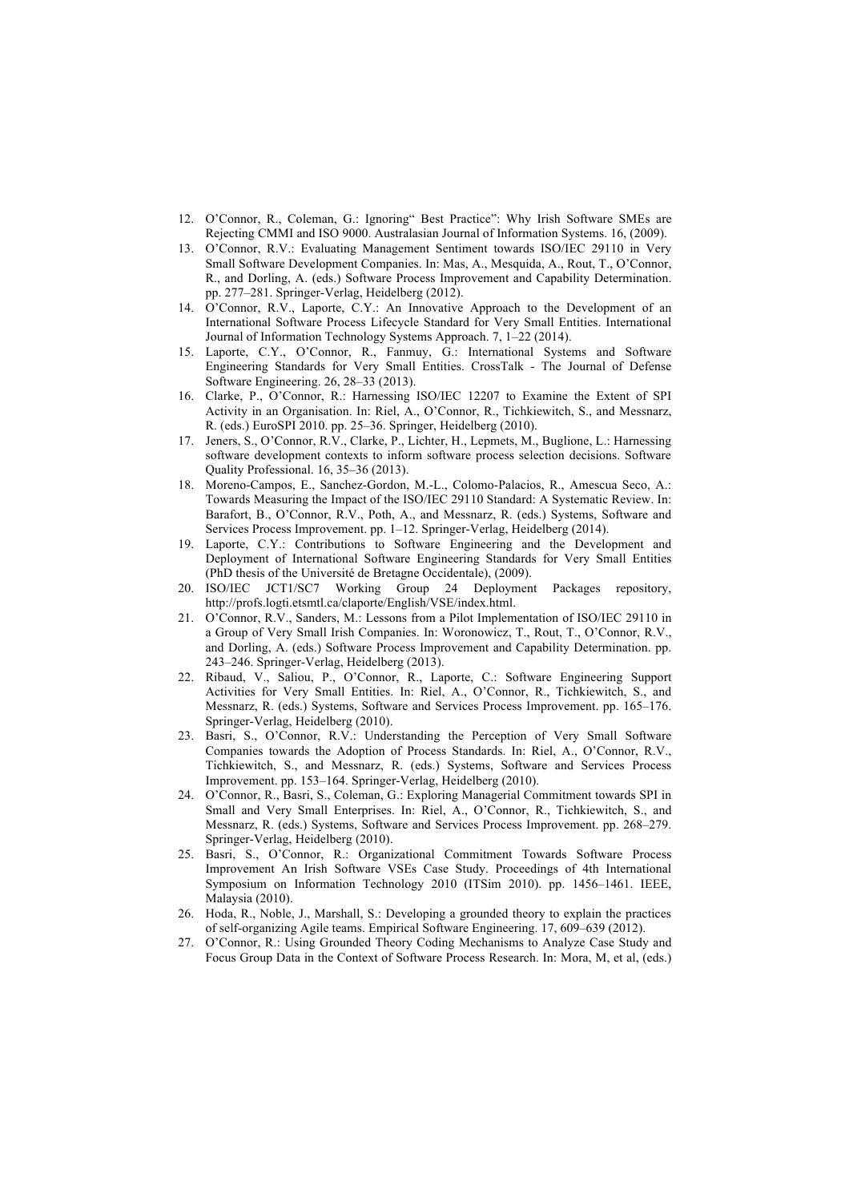12. O'Connor, R., Coleman, G.: Ignoring" Best Practice": Why Irish Software SMEs are Rejecting CMMI and ISO 9000. Australasian Journal of Information Systems. 16, (2009).
13. O'Connor, R.V.: Evaluating Management Sentiment towards ISO/IEC 29110 in Very Small Software Development Companies. In: Mas, A., Mesquida, A., Rout, T., O'Connor, R., and Dorling, A. (eds.) Software Process Improvement and Capability Determination. pp. 277–281. Springer-Verlag, Heidelberg (2012).
14. O'Connor, R.V., Laporte, C.Y.: An Innovative Approach to the Development of an International Software Process Lifecycle Standard for Very Small Entities. International Journal of Information Technology Systems Approach. 7, 1–22 (2014).
15. Laporte, C.Y., O'Connor, R., Fanmuy, G.: International Systems and Software Engineering Standards for Very Small Entities. CrossTalk - The Journal of Defense Software Engineering. 26, 28–33 (2013).
16. Clarke, P., O'Connor, R.: Harnessing ISO/IEC 12207 to Examine the Extent of SPI Activity in an Organisation. In: Riel, A., O'Connor, R., Tichkiewitch, S., and Messnarz, R. (eds.) EuroSPI 2010. pp. 25–36. Springer, Heidelberg (2010).
17. Jeners, S., O'Connor, R.V., Clarke, P., Lichter, H., Lepmets, M., Buglione, L.: Harnessing software development contexts to inform software process selection decisions. Software Quality Professional. 16, 35–36 (2013).
18. Moreno-Campos, E., Sanchez-Gordon, M.-L., Colomo-Palacios, R., Amescua Seco, A.: Towards Measuring the Impact of the ISO/IEC 29110 Standard: A Systematic Review. In: Barafort, B., O'Connor, R.V., Poth, A., and Messnarz, R. (eds.) Systems, Software and Services Process Improvement. pp. 1–12. Springer-Verlag, Heidelberg (2014).
19. Laporte, C.Y.: Contributions to Software Engineering and the Development and Deployment of International Software Engineering Standards for Very Small Entities (PhD thesis of the Université de Bretagne Occidentale), (2009).
20. ISO/IEC JCT1/SC7 Working Group 24 Deployment Packages repository, http://profs.logti.etsmtl.ca/claporte/English/VSE/index.html.
21. O'Connor, R.V., Sanders, M.: Lessons from a Pilot Implementation of ISO/IEC 29110 in a Group of Very Small Irish Companies. In: Woronowicz, T., Rout, T., O'Connor, R.V., and Dorling, A. (eds.) Software Process Improvement and Capability Determination. pp. 243–246. Springer-Verlag, Heidelberg (2013).
22. Ribaud, V., Saliou, P., O'Connor, R., Laporte, C.: Software Engineering Support Activities for Very Small Entities. In: Riel, A., O'Connor, R., Tichkiewitch, S., and Messnarz, R. (eds.) Systems, Software and Services Process Improvement. pp. 165–176. Springer-Verlag, Heidelberg (2010).
23. Basri, S., O'Connor, R.V.: Understanding the Perception of Very Small Software Companies towards the Adoption of Process Standards. In: Riel, A., O'Connor, R.V., Tichkiewitch, S., and Messnarz, R. (eds.) Systems, Software and Services Process Improvement. pp. 153–164. Springer-Verlag, Heidelberg (2010).
24. O'Connor, R., Basri, S., Coleman, G.: Exploring Managerial Commitment towards SPI in Small and Very Small Enterprises. In: Riel, A., O'Connor, R., Tichkiewitch, S., and Messnarz, R. (eds.) Systems, Software and Services Process Improvement. pp. 268–279. Springer-Verlag, Heidelberg (2010).
25. Basri, S., O'Connor, R.: Organizational Commitment Towards Software Process Improvement An Irish Software VSEs Case Study. Proceedings of 4th International Symposium on Information Technology 2010 (ITSim 2010). pp. 1456–1461. IEEE, Malaysia (2010).
26. Hoda, R., Noble, J., Marshall, S.: Developing a grounded theory to explain the practices of self-organizing Agile teams. Empirical Software Engineering. 17, 609–639 (2012).
27. O'Connor, R.: Using Grounded Theory Coding Mechanisms to Analyze Case Study and Focus Group Data in the Context of Software Process Research. In: Mora, M, et al, (eds.)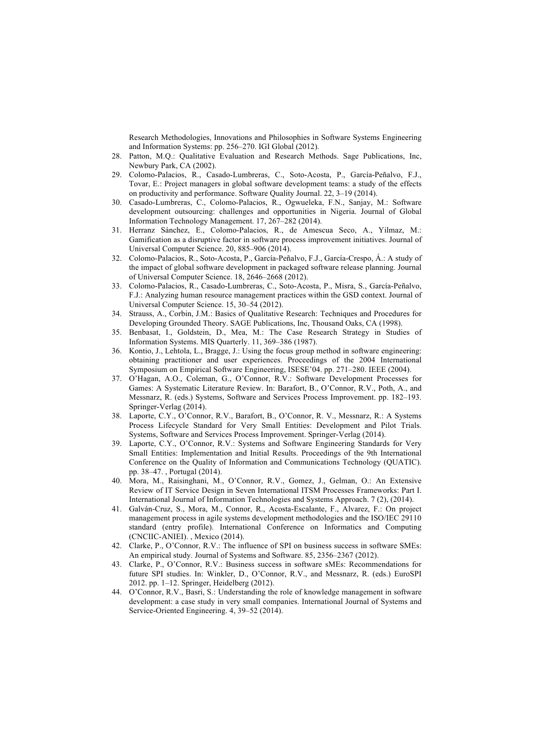Research Methodologies, Innovations and Philosophies in Software Systems Engineering and Information Systems: pp. 256–270. IGI Global (2012).

28. Patton, M.Q.: Qualitative Evaluation and Research Methods. Sage Publications, Inc, Newbury Park, CA (2002).
29. Colomo-Palacios, R., Casado-Lumbreras, C., Soto-Acosta, P., García-Peñalvo, F.J., Tovar, E.: Project managers in global software development teams: a study of the effects on productivity and performance. Software Quality Journal. 22, 3–19 (2014).
30. Casado-Lumbreras, C., Colomo-Palacios, R., Ogwueleka, F.N., Sanjay, M.: Software development outsourcing: challenges and opportunities in Nigeria. Journal of Global Information Technology Management. 17, 267–282 (2014).
31. Herranz Sánchez, E., Colomo-Palacios, R., de Amescua Seco, A., Yilmaz, M.: Gamification as a disruptive factor in software process improvement initiatives. Journal of Universal Computer Science. 20, 885–906 (2014).
32. Colomo-Palacios, R., Soto-Acosta, P., García-Peñalvo, F.J., García-Crespo, Á.: A study of the impact of global software development in packaged software release planning. Journal of Universal Computer Science. 18, 2646–2668 (2012).
33. Colomo-Palacios, R., Casado-Lumbreras, C., Soto-Acosta, P., Misra, S., García-Peñalvo, F.J.: Analyzing human resource management practices within the GSD context. Journal of Universal Computer Science. 15, 30–54 (2012).
34. Strauss, A., Corbin, J.M.: Basics of Qualitative Research: Techniques and Procedures for Developing Grounded Theory. SAGE Publications, Inc, Thousand Oaks, CA (1998).
35. Benbasat, I., Goldstein, D., Mea, M.: The Case Research Strategy in Studies of Information Systems. MIS Quarterly. 11, 369–386 (1987).
36. Kontio, J., Lehtola, L., Bragge, J.: Using the focus group method in software engineering: obtaining practitioner and user experiences. Proceedings of the 2004 International Symposium on Empirical Software Engineering, ISESE'04. pp. 271–280. IEEE (2004).
37. O'Hagan, A.O., Coleman, G., O'Connor, R.V.: Software Development Processes for Games: A Systematic Literature Review. In: Barafort, B., O'Connor, R.V., Poth, A., and Messnarz, R. (eds.) Systems, Software and Services Process Improvement. pp. 182–193. Springer-Verlag (2014).
38. Laporte, C.Y., O'Connor, R.V., Barafort, B., O'Connor, R. V., Messnarz, R.: A Systems Process Lifecycle Standard for Very Small Entities: Development and Pilot Trials. Systems, Software and Services Process Improvement. Springer-Verlag (2014).
39. Laporte, C.Y., O'Connor, R.V.: Systems and Software Engineering Standards for Very Small Entities: Implementation and Initial Results. Proceedings of the 9th International Conference on the Quality of Information and Communications Technology (QUATIC). pp. 38–47. , Portugal (2014).
40. Mora, M., Raisinghani, M., O'Connor, R.V., Gomez, J., Gelman, O.: An Extensive Review of IT Service Design in Seven International ITSM Processes Frameworks: Part I. International Journal of Information Technologies and Systems Approach. 7 (2), (2014).
41. Galván-Cruz, S., Mora, M., Connor, R., Acosta-Escalante, F., Alvarez, F.: On project management process in agile systems development methodologies and the ISO/IEC 29110 standard (entry profile). International Conference on Informatics and Computing (CNCIIC-ANIEI). , Mexico (2014).
42. Clarke, P., O'Connor, R.V.: The influence of SPI on business success in software SMEs: An empirical study. Journal of Systems and Software. 85, 2356–2367 (2012).
43. Clarke, P., O'Connor, R.V.: Business success in software sMEs: Recommendations for future SPI studies. In: Winkler, D., O'Connor, R.V., and Messnarz, R. (eds.) EuroSPI 2012. pp. 1–12. Springer, Heidelberg (2012).
44. O'Connor, R.V., Basri, S.: Understanding the role of knowledge management in software development: a case study in very small companies. International Journal of Systems and Service-Oriented Engineering. 4, 39–52 (2014).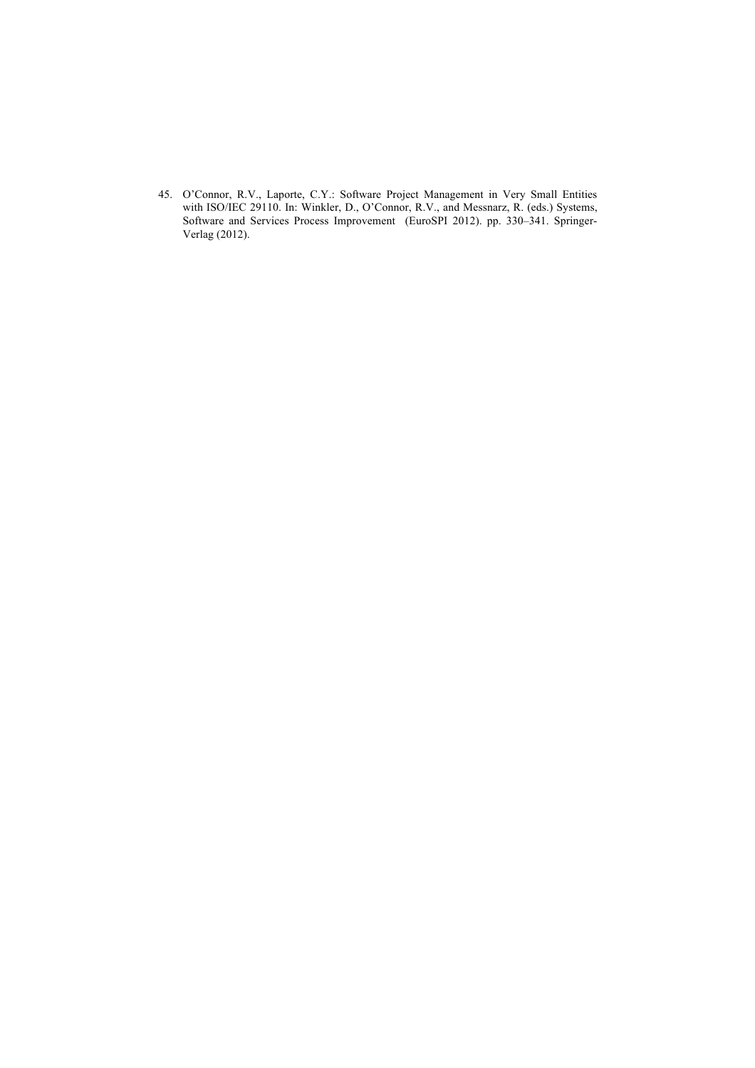45. O'Connor, R.V., Laporte, C.Y.: Software Project Management in Very Small Entities with ISO/IEC 29110. In: Winkler, D., O'Connor, R.V., and Messnarz, R. (eds.) Systems, Software and Services Process Improvement (EuroSPI 2012). pp. 330–341. Springer-Verlag (2012).